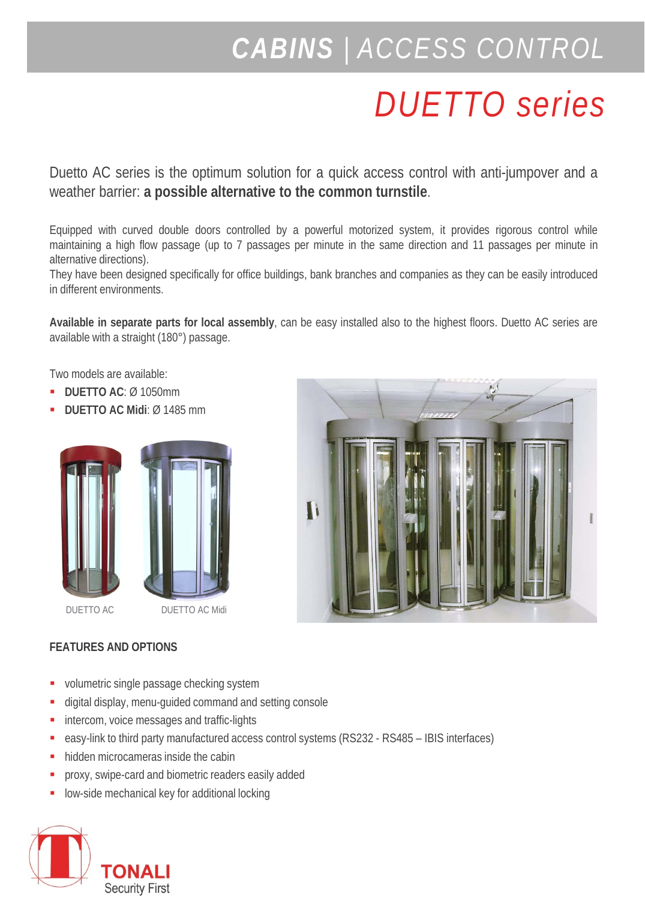# CABINS | ACCESS CONTROL

# DUETTO series

Duetto AC series is the optimum solution for a quick access control with anti-jumpover and a weather barrier: **a possible alternative to the common turnstile**.

Equipped with curved double doors controlled by a powerful motorized system, it provides rigorous control while maintaining a high flow passage (up to 7 passages per minute in the same direction and 11 passages per minute in alternative directions).
They have been designed specifically for office buildings, bank branches and companies as they can be easily introduced in different environments.

**Available in separate parts for local assembly**, can be easy installed also to the highest floors. Duetto AC series are available with a straight (180°) passage.

Two models are available:

- **DUETTO AC**: Ø 1050mm
- **DUETTO AC Midi**: Ø 1485 mm

DUETTO AC DUETTO AC Midi

**FEATURES AND OPTIONS**

- volumetric single passage checking system
- digital display, menu-guided command and setting console
- intercom, voice messages and traffic-lights
- easy-link to third party manufactured access control systems (RS232 - RS485 – IBIS interfaces)
- hidden microcameras inside the cabin
- proxy, swipe-card and biometric readers easily added
- low-side mechanical key for additional locking

TONALI
Security First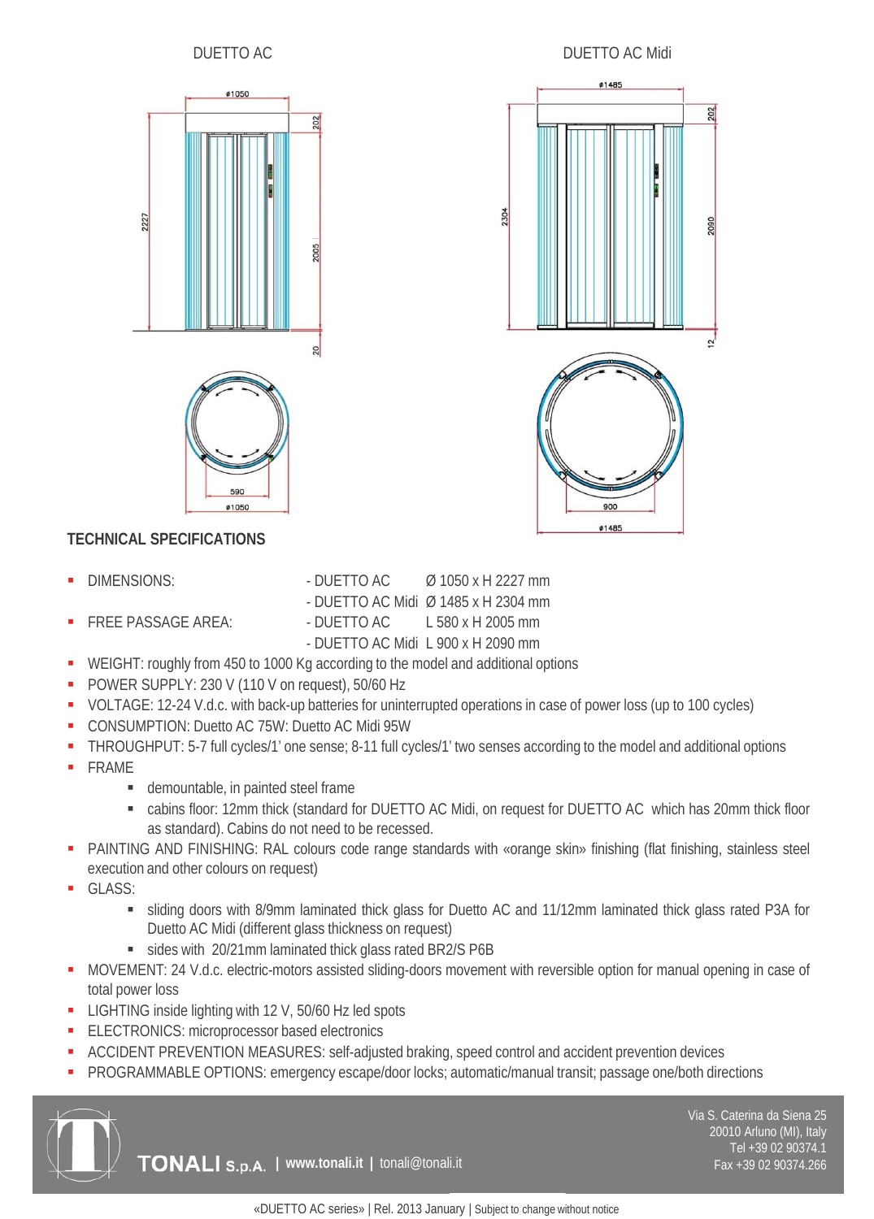DUETTO AC

ø1050
202
2227
2005
20
590
ø1050

DUETTO AC Midi

ø1485
202
2304
2090
12
900
ø1485

## TECHNICAL SPECIFICATIONS

- DIMENSIONS: - DUETTO AC Ø 1050 x H 2227 mm
  - DUETTO AC Midi Ø 1485 x H 2304 mm
- FREE PASSAGE AREA: - DUETTO AC L 580 x H 2005 mm
  - DUETTO AC Midi L 900 x H 2090 mm
- WEIGHT: roughly from 450 to 1000 Kg according to the model and additional options
- POWER SUPPLY: 230 V (110 V on request), 50/60 Hz
- VOLTAGE: 12-24 V.d.c. with back-up batteries for uninterrupted operations in case of power loss (up to 100 cycles)
- CONSUMPTION: Duetto AC 75W: Duetto AC Midi 95W
- THROUGHPUT: 5-7 full cycles/1' one sense; 8-11 full cycles/1' two senses according to the model and additional options
- FRAME
  - demountable, in painted steel frame
  - cabins floor: 12mm thick (standard for DUETTO AC Midi, on request for DUETTO AC which has 20mm thick floor as standard). Cabins do not need to be recessed.
- PAINTING AND FINISHING: RAL colours code range standards with «orange skin» finishing (flat finishing, stainless steel execution and other colours on request)
- GLASS:
  - sliding doors with 8/9mm laminated thick glass for Duetto AC and 11/12mm laminated thick glass rated P3A for Duetto AC Midi (different glass thickness on request)
  - sides with 20/21mm laminated thick glass rated BR2/S P6B
- MOVEMENT: 24 V.d.c. electric-motors assisted sliding-doors movement with reversible option for manual opening in case of total power loss
- LIGHTING inside lighting with 12 V, 50/60 Hz led spots
- ELECTRONICS: microprocessor based electronics
- ACCIDENT PREVENTION MEASURES: self-adjusted braking, speed control and accident prevention devices
- PROGRAMMABLE OPTIONS: emergency escape/door locks; automatic/manual transit; passage one/both directions

TONALI S.p.A. | www.tonali.it | tonali@tonali.it

Via S. Caterina da Siena 25
20010 Arluno (MI), Italy
Tel +39 02 90374.1
Fax +39 02 90374.266

«DUETTO AC series» | Rel. 2013 January | Subject to change without notice